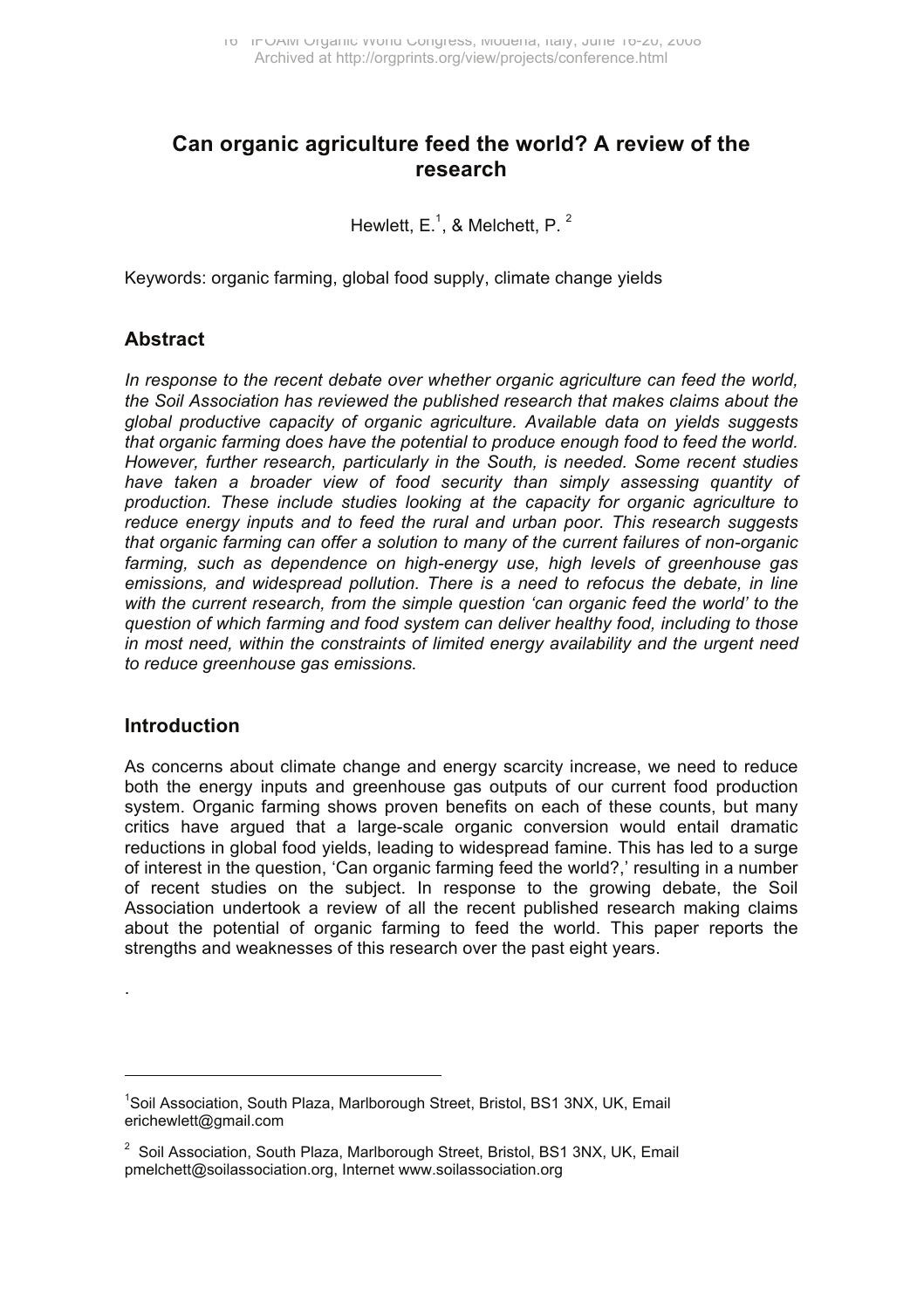# Can organic agriculture feed the world? A review of the research

Hewlett, E.[1], & Melchett, P. [2]

Keywords: organic farming, global food supply, climate change yields

## Abstract

*In response to the recent debate over whether organic agriculture can feed the world, the Soil Association has reviewed the published research that makes claims about the global productive capacity of organic agriculture. Available data on yields suggests that organic farming does have the potential to produce enough food to feed the world. However, further research, particularly in the South, is needed. Some recent studies have taken a broader view of food security than simply assessing quantity of production. These include studies looking at the capacity for organic agriculture to reduce energy inputs and to feed the rural and urban poor. This research suggests that organic farming can offer a solution to many of the current failures of non-organic farming, such as dependence on high-energy use, high levels of greenhouse gas emissions, and widespread pollution. There is a need to refocus the debate, in line with the current research, from the simple question 'can organic feed the world' to the question of which farming and food system can deliver healthy food, including to those in most need, within the constraints of limited energy availability and the urgent need to reduce greenhouse gas emissions.*

## Introduction

As concerns about climate change and energy scarcity increase, we need to reduce both the energy inputs and greenhouse gas outputs of our current food production system. Organic farming shows proven benefits on each of these counts, but many critics have argued that a large-scale organic conversion would entail dramatic reductions in global food yields, leading to widespread famine. This has led to a surge of interest in the question, 'Can organic farming feed the world?,' resulting in a number of recent studies on the subject. In response to the growing debate, the Soil Association undertook a review of all the recent published research making claims about the potential of organic farming to feed the world. This paper reports the strengths and weaknesses of this research over the past eight years.

.

---

[1] Soil Association, South Plaza, Marlborough Street, Bristol, BS1 3NX, UK, Email erichewlett@gmail.com

[2] Soil Association, South Plaza, Marlborough Street, Bristol, BS1 3NX, UK, Email pmelchett@soilassociation.org, Internet www.soilassociation.org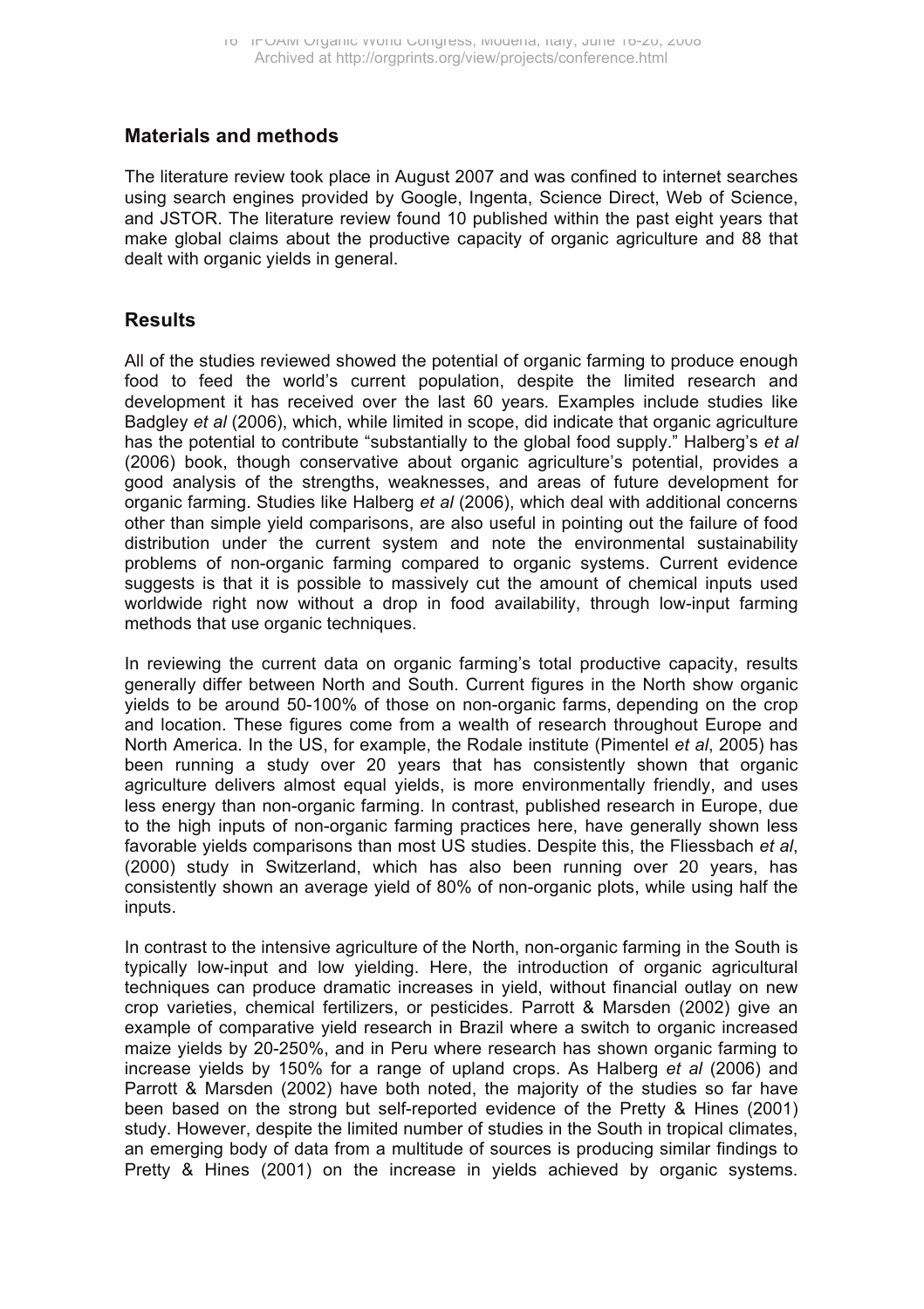## Materials and methods

The literature review took place in August 2007 and was confined to internet searches using search engines provided by Google, Ingenta, Science Direct, Web of Science, and JSTOR. The literature review found 10 published within the past eight years that make global claims about the productive capacity of organic agriculture and 88 that dealt with organic yields in general.

## Results

All of the studies reviewed showed the potential of organic farming to produce enough food to feed the world's current population, despite the limited research and development it has received over the last 60 years. Examples include studies like Badgley *et al* (2006), which, while limited in scope, did indicate that organic agriculture has the potential to contribute "substantially to the global food supply." Halberg's *et al* (2006) book, though conservative about organic agriculture's potential, provides a good analysis of the strengths, weaknesses, and areas of future development for organic farming. Studies like Halberg *et al* (2006), which deal with additional concerns other than simple yield comparisons, are also useful in pointing out the failure of food distribution under the current system and note the environmental sustainability problems of non-organic farming compared to organic systems. Current evidence suggests is that it is possible to massively cut the amount of chemical inputs used worldwide right now without a drop in food availability, through low-input farming methods that use organic techniques.

In reviewing the current data on organic farming's total productive capacity, results generally differ between North and South. Current figures in the North show organic yields to be around 50-100% of those on non-organic farms, depending on the crop and location. These figures come from a wealth of research throughout Europe and North America. In the US, for example, the Rodale institute (Pimentel *et al*, 2005) has been running a study over 20 years that has consistently shown that organic agriculture delivers almost equal yields, is more environmentally friendly, and uses less energy than non-organic farming. In contrast, published research in Europe, due to the high inputs of non-organic farming practices here, have generally shown less favorable yields comparisons than most US studies. Despite this, the Fliessbach *et al*, (2000) study in Switzerland, which has also been running over 20 years, has consistently shown an average yield of 80% of non-organic plots, while using half the inputs.

In contrast to the intensive agriculture of the North, non-organic farming in the South is typically low-input and low yielding. Here, the introduction of organic agricultural techniques can produce dramatic increases in yield, without financial outlay on new crop varieties, chemical fertilizers, or pesticides. Parrott & Marsden (2002) give an example of comparative yield research in Brazil where a switch to organic increased maize yields by 20-250%, and in Peru where research has shown organic farming to increase yields by 150% for a range of upland crops. As Halberg *et al* (2006) and Parrott & Marsden (2002) have both noted, the majority of the studies so far have been based on the strong but self-reported evidence of the Pretty & Hines (2001) study. However, despite the limited number of studies in the South in tropical climates, an emerging body of data from a multitude of sources is producing similar findings to Pretty & Hines (2001) on the increase in yields achieved by organic systems.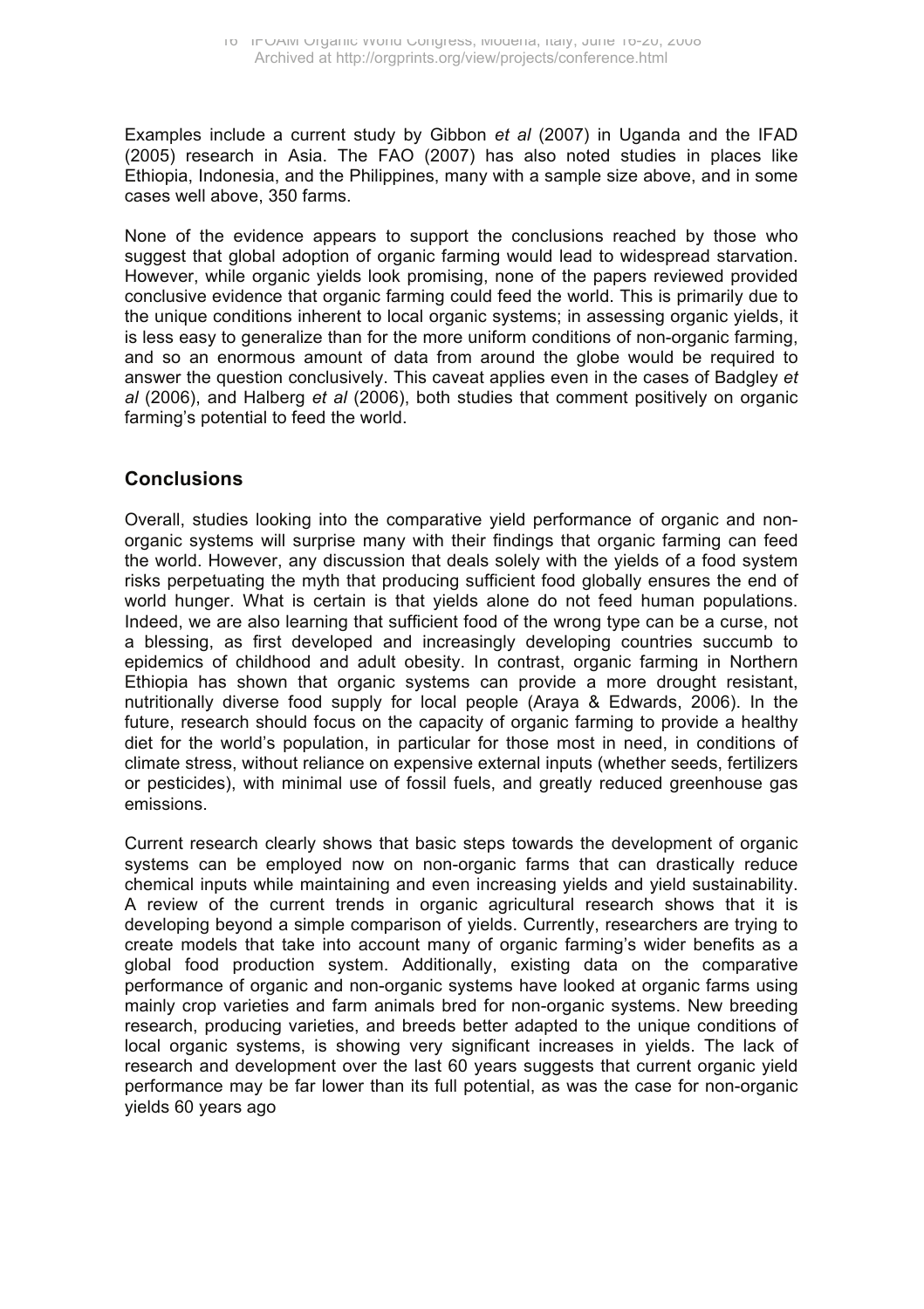Examples include a current study by Gibbon *et al* (2007) in Uganda and the IFAD (2005) research in Asia. The FAO (2007) has also noted studies in places like Ethiopia, Indonesia, and the Philippines, many with a sample size above, and in some cases well above, 350 farms.

None of the evidence appears to support the conclusions reached by those who suggest that global adoption of organic farming would lead to widespread starvation. However, while organic yields look promising, none of the papers reviewed provided conclusive evidence that organic farming could feed the world. This is primarily due to the unique conditions inherent to local organic systems; in assessing organic yields, it is less easy to generalize than for the more uniform conditions of non-organic farming, and so an enormous amount of data from around the globe would be required to answer the question conclusively. This caveat applies even in the cases of Badgley *et al* (2006), and Halberg *et al* (2006), both studies that comment positively on organic farming's potential to feed the world.

## Conclusions

Overall, studies looking into the comparative yield performance of organic and non-organic systems will surprise many with their findings that organic farming can feed the world. However, any discussion that deals solely with the yields of a food system risks perpetuating the myth that producing sufficient food globally ensures the end of world hunger. What is certain is that yields alone do not feed human populations. Indeed, we are also learning that sufficient food of the wrong type can be a curse, not a blessing, as first developed and increasingly developing countries succumb to epidemics of childhood and adult obesity. In contrast, organic farming in Northern Ethiopia has shown that organic systems can provide a more drought resistant, nutritionally diverse food supply for local people (Araya & Edwards, 2006). In the future, research should focus on the capacity of organic farming to provide a healthy diet for the world's population, in particular for those most in need, in conditions of climate stress, without reliance on expensive external inputs (whether seeds, fertilizers or pesticides), with minimal use of fossil fuels, and greatly reduced greenhouse gas emissions.

Current research clearly shows that basic steps towards the development of organic systems can be employed now on non-organic farms that can drastically reduce chemical inputs while maintaining and even increasing yields and yield sustainability. A review of the current trends in organic agricultural research shows that it is developing beyond a simple comparison of yields. Currently, researchers are trying to create models that take into account many of organic farming's wider benefits as a global food production system. Additionally, existing data on the comparative performance of organic and non-organic systems have looked at organic farms using mainly crop varieties and farm animals bred for non-organic systems. New breeding research, producing varieties, and breeds better adapted to the unique conditions of local organic systems, is showing very significant increases in yields. The lack of research and development over the last 60 years suggests that current organic yield performance may be far lower than its full potential, as was the case for non-organic yields 60 years ago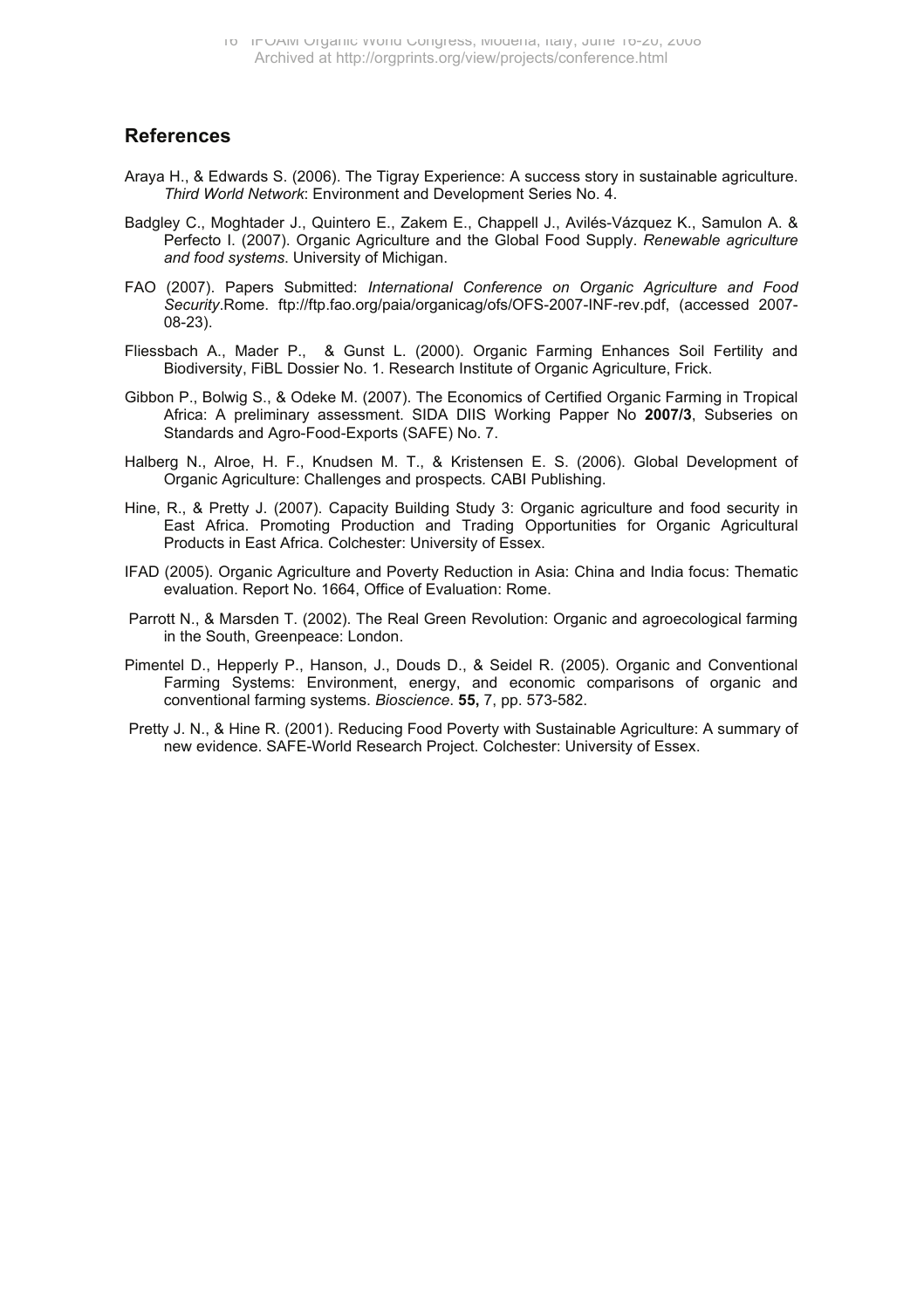## References

Araya H., & Edwards S. (2006). The Tigray Experience: A success story in sustainable agriculture. *Third World Network*: Environment and Development Series No. 4.

Badgley C., Moghtader J., Quintero E., Zakem E., Chappell J., Avilés-Vázquez K., Samulon A. & Perfecto I. (2007). Organic Agriculture and the Global Food Supply. *Renewable agriculture and food systems*. University of Michigan.

FAO (2007). Papers Submitted: *International Conference on Organic Agriculture and Food Security*.Rome. ftp://ftp.fao.org/paia/organicag/ofs/OFS-2007-INF-rev.pdf, (accessed 2007-08-23).

Fliessbach A., Mader P., & Gunst L. (2000). Organic Farming Enhances Soil Fertility and Biodiversity, FiBL Dossier No. 1. Research Institute of Organic Agriculture, Frick.

Gibbon P., Bolwig S., & Odeke M. (2007). The Economics of Certified Organic Farming in Tropical Africa: A preliminary assessment. SIDA DIIS Working Papper No **2007/3**, Subseries on Standards and Agro-Food-Exports (SAFE) No. 7.

Halberg N., Alroe, H. F., Knudsen M. T., & Kristensen E. S. (2006). Global Development of Organic Agriculture: Challenges and prospects. CABI Publishing.

Hine, R., & Pretty J. (2007). Capacity Building Study 3: Organic agriculture and food security in East Africa. Promoting Production and Trading Opportunities for Organic Agricultural Products in East Africa. Colchester: University of Essex.

IFAD (2005). Organic Agriculture and Poverty Reduction in Asia: China and India focus: Thematic evaluation. Report No. 1664, Office of Evaluation: Rome.

Parrott N., & Marsden T. (2002). The Real Green Revolution: Organic and agroecological farming in the South, Greenpeace: London.

Pimentel D., Hepperly P., Hanson, J., Douds D., & Seidel R. (2005). Organic and Conventional Farming Systems: Environment, energy, and economic comparisons of organic and conventional farming systems. *Bioscience*. **55,** 7, pp. 573-582.

Pretty J. N., & Hine R. (2001). Reducing Food Poverty with Sustainable Agriculture: A summary of new evidence. SAFE-World Research Project. Colchester: University of Essex.